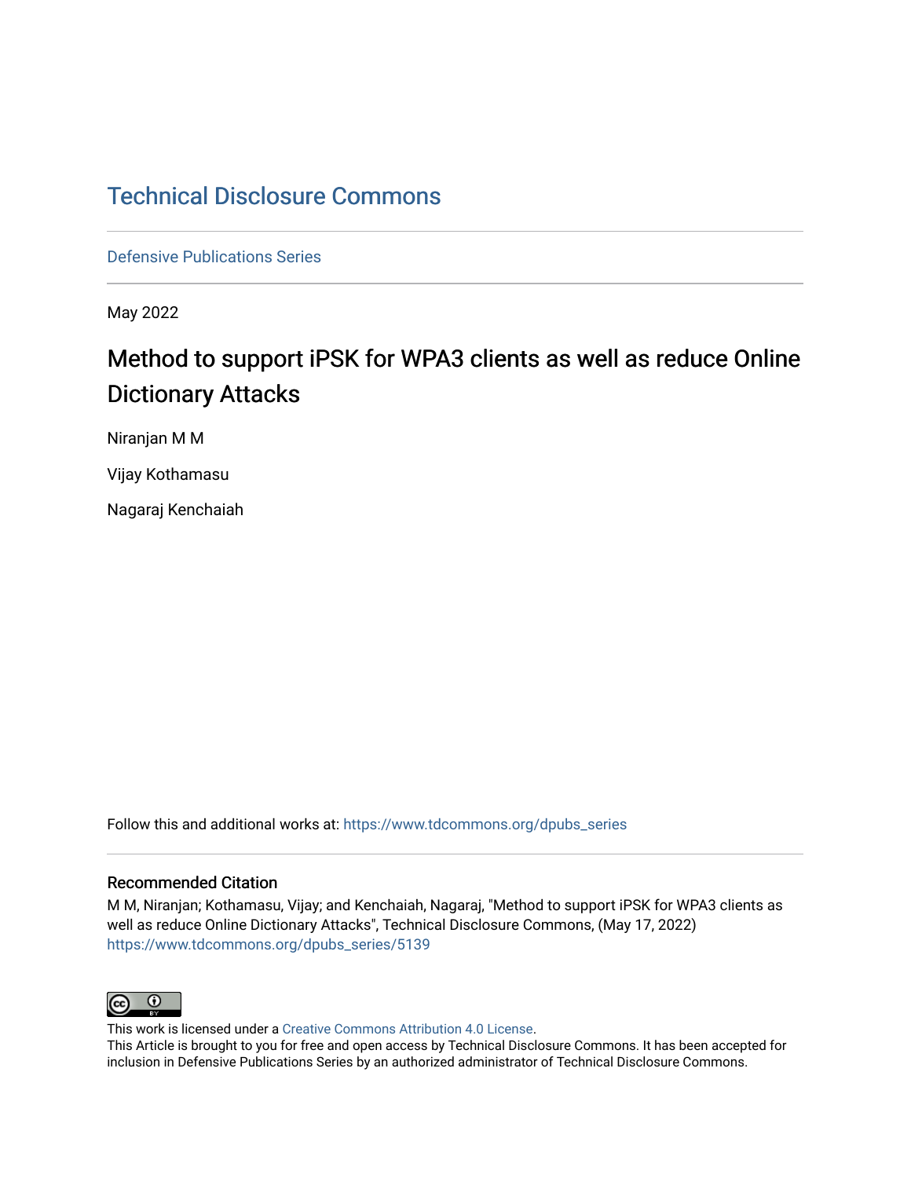# Technical Disclosure Commons

Defensive Publications Series

May 2022

## Method to support iPSK for WPA3 clients as well as reduce Online Dictionary Attacks

Niranjan M M

Vijay Kothamasu

Nagaraj Kenchaiah

Follow this and additional works at: https://www.tdcommons.org/dpubs_series

### Recommended Citation

M M, Niranjan; Kothamasu, Vijay; and Kenchaiah, Nagaraj, "Method to support iPSK for WPA3 clients as well as reduce Online Dictionary Attacks", Technical Disclosure Commons, (May 17, 2022) https://www.tdcommons.org/dpubs_series/5139

This work is licensed under a Creative Commons Attribution 4.0 License.

This Article is brought to you for free and open access by Technical Disclosure Commons. It has been accepted for inclusion in Defensive Publications Series by an authorized administrator of Technical Disclosure Commons.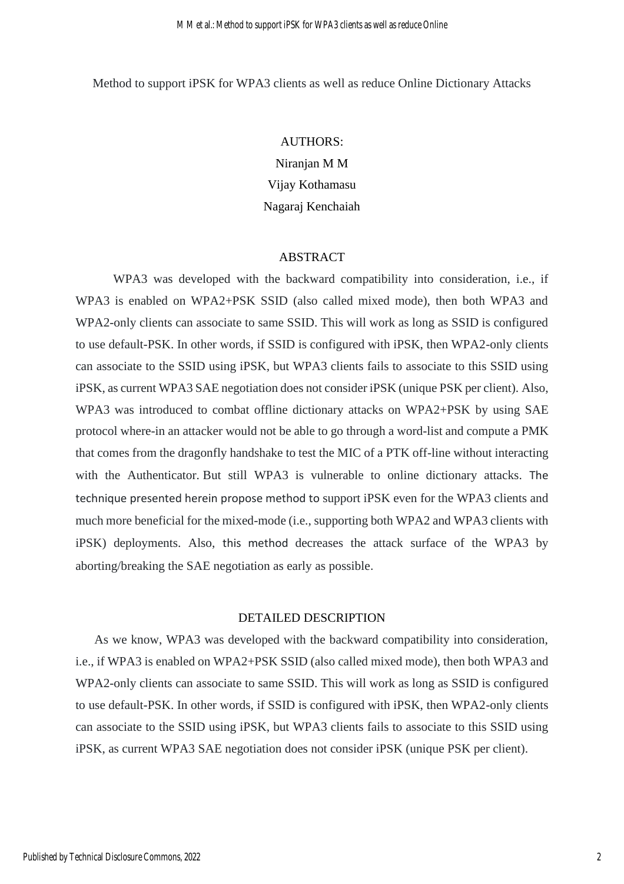Method to support iPSK for WPA3 clients as well as reduce Online Dictionary Attacks

AUTHORS:

Niranjan M M

Vijay Kothamasu

Nagaraj Kenchaiah

## ABSTRACT

WPA3 was developed with the backward compatibility into consideration, i.e., if WPA3 is enabled on WPA2+PSK SSID (also called mixed mode), then both WPA3 and WPA2-only clients can associate to same SSID. This will work as long as SSID is configured to use default-PSK. In other words, if SSID is configured with iPSK, then WPA2-only clients can associate to the SSID using iPSK, but WPA3 clients fails to associate to this SSID using iPSK, as current WPA3 SAE negotiation does not consider iPSK (unique PSK per client). Also, WPA3 was introduced to combat offline dictionary attacks on WPA2+PSK by using SAE protocol where-in an attacker would not be able to go through a word-list and compute a PMK that comes from the dragonfly handshake to test the MIC of a PTK off-line without interacting with the Authenticator. But still WPA3 is vulnerable to online dictionary attacks. The technique presented herein propose method to support iPSK even for the WPA3 clients and much more beneficial for the mixed-mode (i.e., supporting both WPA2 and WPA3 clients with iPSK) deployments. Also, this method decreases the attack surface of the WPA3 by aborting/breaking the SAE negotiation as early as possible.

## DETAILED DESCRIPTION

As we know, WPA3 was developed with the backward compatibility into consideration, i.e., if WPA3 is enabled on WPA2+PSK SSID (also called mixed mode), then both WPA3 and WPA2-only clients can associate to same SSID. This will work as long as SSID is configured to use default-PSK. In other words, if SSID is configured with iPSK, then WPA2-only clients can associate to the SSID using iPSK, but WPA3 clients fails to associate to this SSID using iPSK, as current WPA3 SAE negotiation does not consider iPSK (unique PSK per client).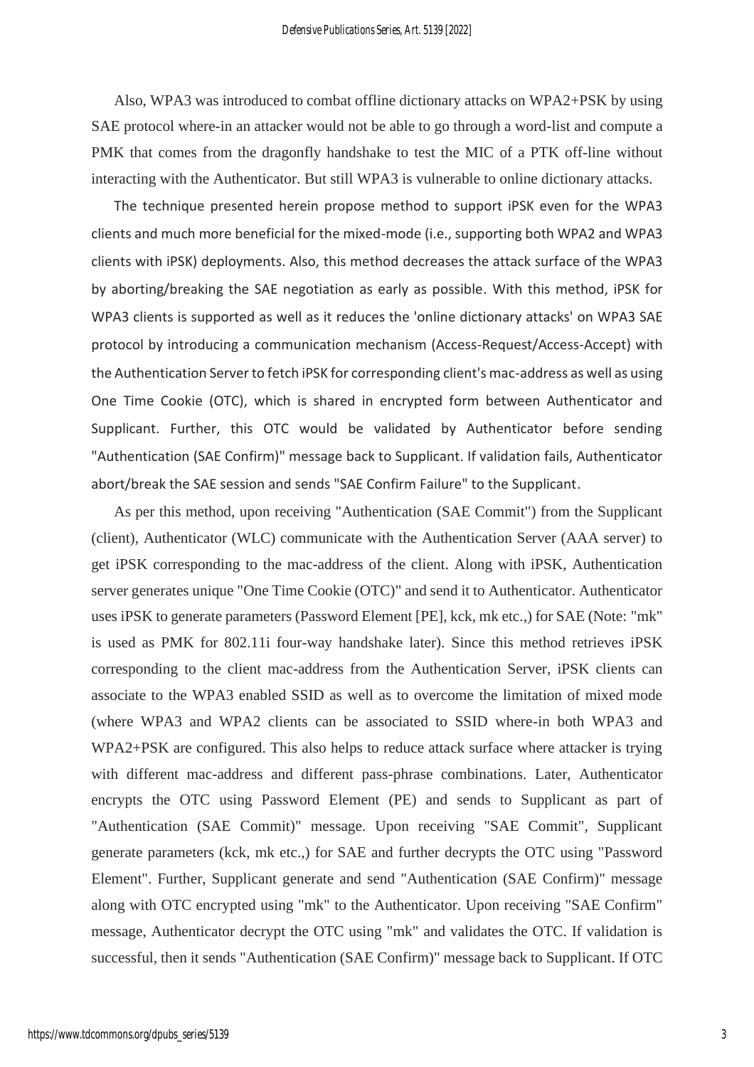Also, WPA3 was introduced to combat offline dictionary attacks on WPA2+PSK by using SAE protocol where-in an attacker would not be able to go through a word-list and compute a PMK that comes from the dragonfly handshake to test the MIC of a PTK off-line without interacting with the Authenticator. But still WPA3 is vulnerable to online dictionary attacks.

The technique presented herein propose method to support iPSK even for the WPA3 clients and much more beneficial for the mixed-mode (i.e., supporting both WPA2 and WPA3 clients with iPSK) deployments. Also, this method decreases the attack surface of the WPA3 by aborting/breaking the SAE negotiation as early as possible. With this method, iPSK for WPA3 clients is supported as well as it reduces the 'online dictionary attacks' on WPA3 SAE protocol by introducing a communication mechanism (Access-Request/Access-Accept) with the Authentication Server to fetch iPSK for corresponding client's mac-address as well as using One Time Cookie (OTC), which is shared in encrypted form between Authenticator and Supplicant. Further, this OTC would be validated by Authenticator before sending "Authentication (SAE Confirm)" message back to Supplicant. If validation fails, Authenticator abort/break the SAE session and sends "SAE Confirm Failure" to the Supplicant.

As per this method, upon receiving "Authentication (SAE Commit") from the Supplicant (client), Authenticator (WLC) communicate with the Authentication Server (AAA server) to get iPSK corresponding to the mac-address of the client. Along with iPSK, Authentication server generates unique "One Time Cookie (OTC)" and send it to Authenticator. Authenticator uses iPSK to generate parameters (Password Element [PE], kck, mk etc.,) for SAE (Note: "mk" is used as PMK for 802.11i four-way handshake later). Since this method retrieves iPSK corresponding to the client mac-address from the Authentication Server, iPSK clients can associate to the WPA3 enabled SSID as well as to overcome the limitation of mixed mode (where WPA3 and WPA2 clients can be associated to SSID where-in both WPA3 and WPA2+PSK are configured. This also helps to reduce attack surface where attacker is trying with different mac-address and different pass-phrase combinations. Later, Authenticator encrypts the OTC using Password Element (PE) and sends to Supplicant as part of "Authentication (SAE Commit)" message. Upon receiving "SAE Commit", Supplicant generate parameters (kck, mk etc.,) for SAE and further decrypts the OTC using "Password Element". Further, Supplicant generate and send "Authentication (SAE Confirm)" message along with OTC encrypted using "mk" to the Authenticator. Upon receiving "SAE Confirm" message, Authenticator decrypt the OTC using "mk" and validates the OTC. If validation is successful, then it sends "Authentication (SAE Confirm)" message back to Supplicant. If OTC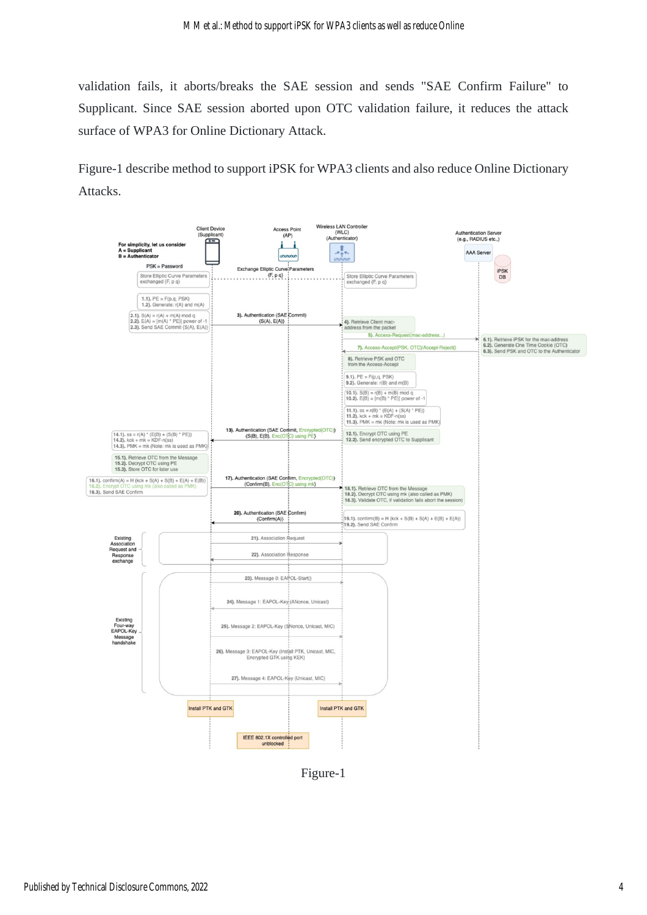validation fails, it aborts/breaks the SAE session and sends "SAE Confirm Failure" to Supplicant. Since SAE session aborted upon OTC validation failure, it reduces the attack surface of WPA3 for Online Dictionary Attack.

Figure-1 describe method to support iPSK for WPA3 clients and also reduce Online Dictionary Attacks.

Figure-1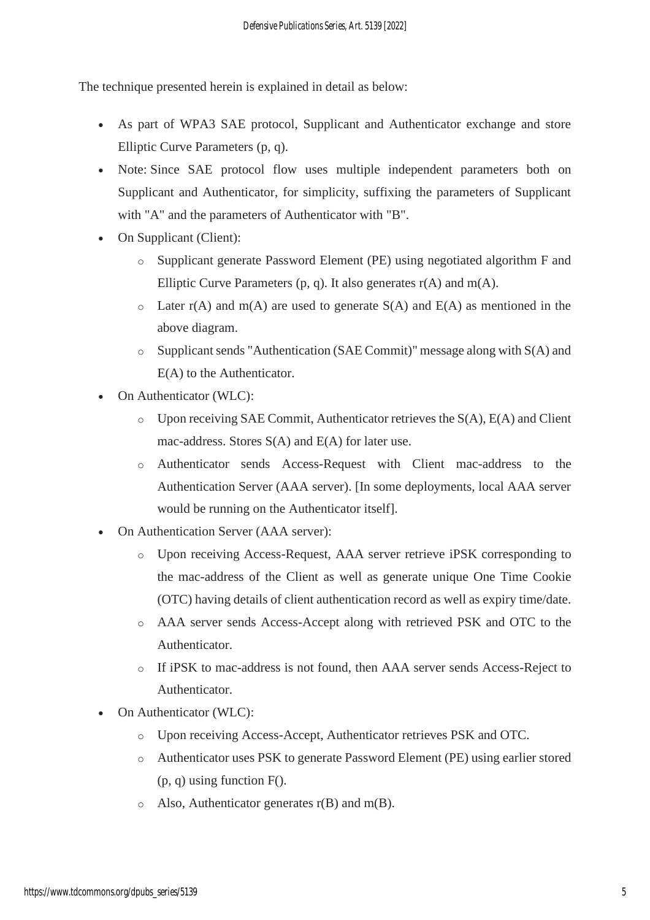The technique presented herein is explained in detail as below:

- As part of WPA3 SAE protocol, Supplicant and Authenticator exchange and store Elliptic Curve Parameters (p, q).
- Note: Since SAE protocol flow uses multiple independent parameters both on Supplicant and Authenticator, for simplicity, suffixing the parameters of Supplicant with "A" and the parameters of Authenticator with "B".
- On Supplicant (Client):
  - Supplicant generate Password Element (PE) using negotiated algorithm F and Elliptic Curve Parameters (p, q). It also generates r(A) and m(A).
  - Later r(A) and m(A) are used to generate S(A) and E(A) as mentioned in the above diagram.
  - Supplicant sends "Authentication (SAE Commit)" message along with S(A) and E(A) to the Authenticator.
- On Authenticator (WLC):
  - Upon receiving SAE Commit, Authenticator retrieves the S(A), E(A) and Client mac-address. Stores S(A) and E(A) for later use.
  - Authenticator sends Access-Request with Client mac-address to the Authentication Server (AAA server). [In some deployments, local AAA server would be running on the Authenticator itself].
- On Authentication Server (AAA server):
  - Upon receiving Access-Request, AAA server retrieve iPSK corresponding to the mac-address of the Client as well as generate unique One Time Cookie (OTC) having details of client authentication record as well as expiry time/date.
  - AAA server sends Access-Accept along with retrieved PSK and OTC to the Authenticator.
  - If iPSK to mac-address is not found, then AAA server sends Access-Reject to Authenticator.
- On Authenticator (WLC):
  - Upon receiving Access-Accept, Authenticator retrieves PSK and OTC.
  - Authenticator uses PSK to generate Password Element (PE) using earlier stored (p, q) using function F().
  - Also, Authenticator generates r(B) and m(B).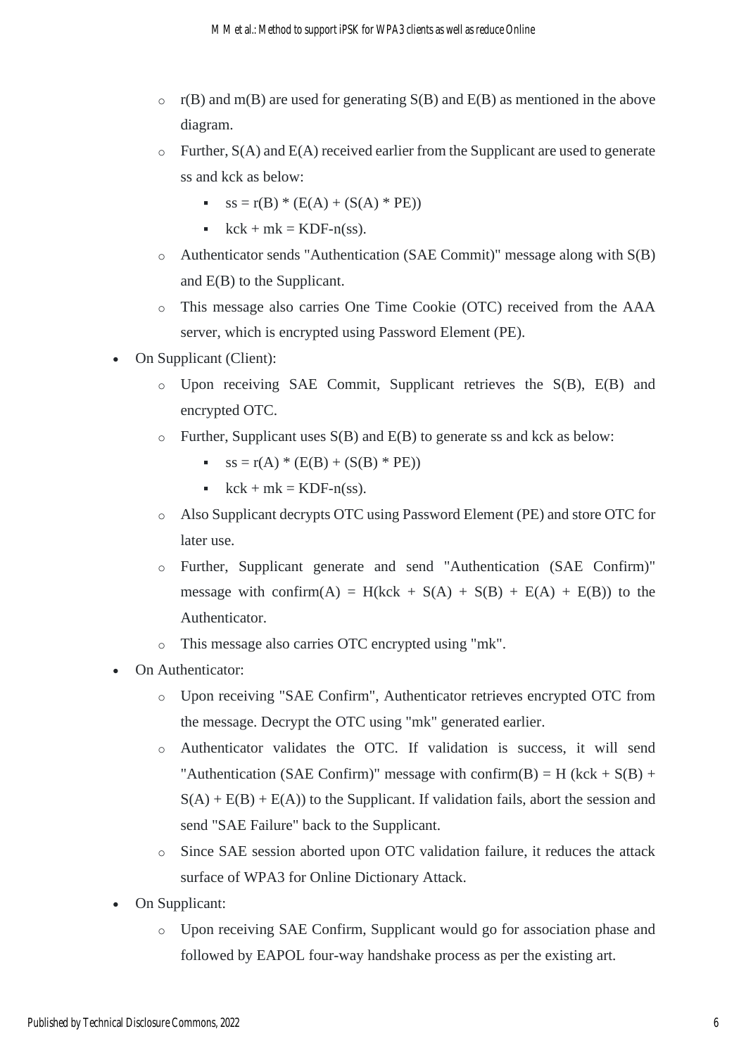- r(B) and m(B) are used for generating S(B) and E(B) as mentioned in the above diagram.
- Further, S(A) and E(A) received earlier from the Supplicant are used to generate ss and kck as below:
  - ss = r(B) * (E(A) + (S(A) * PE))
  - kck + mk = KDF-n(ss).
- Authenticator sends "Authentication (SAE Commit)" message along with S(B) and E(B) to the Supplicant.
- This message also carries One Time Cookie (OTC) received from the AAA server, which is encrypted using Password Element (PE).

- On Supplicant (Client):
  - Upon receiving SAE Commit, Supplicant retrieves the S(B), E(B) and encrypted OTC.
  - Further, Supplicant uses S(B) and E(B) to generate ss and kck as below:
    - ss = r(A) * (E(B) + (S(B) * PE))
    - kck + mk = KDF-n(ss).
  - Also Supplicant decrypts OTC using Password Element (PE) and store OTC for later use.
  - Further, Supplicant generate and send "Authentication (SAE Confirm)" message with confirm(A) = H(kck + S(A) + S(B) + E(A) + E(B)) to the Authenticator.
  - This message also carries OTC encrypted using "mk".
- On Authenticator:
  - Upon receiving "SAE Confirm", Authenticator retrieves encrypted OTC from the message. Decrypt the OTC using "mk" generated earlier.
  - Authenticator validates the OTC. If validation is success, it will send "Authentication (SAE Confirm)" message with confirm(B) = H (kck + S(B) + S(A) + E(B) + E(A)) to the Supplicant. If validation fails, abort the session and send "SAE Failure" back to the Supplicant.
  - Since SAE session aborted upon OTC validation failure, it reduces the attack surface of WPA3 for Online Dictionary Attack.
- On Supplicant:
  - Upon receiving SAE Confirm, Supplicant would go for association phase and followed by EAPOL four-way handshake process as per the existing art.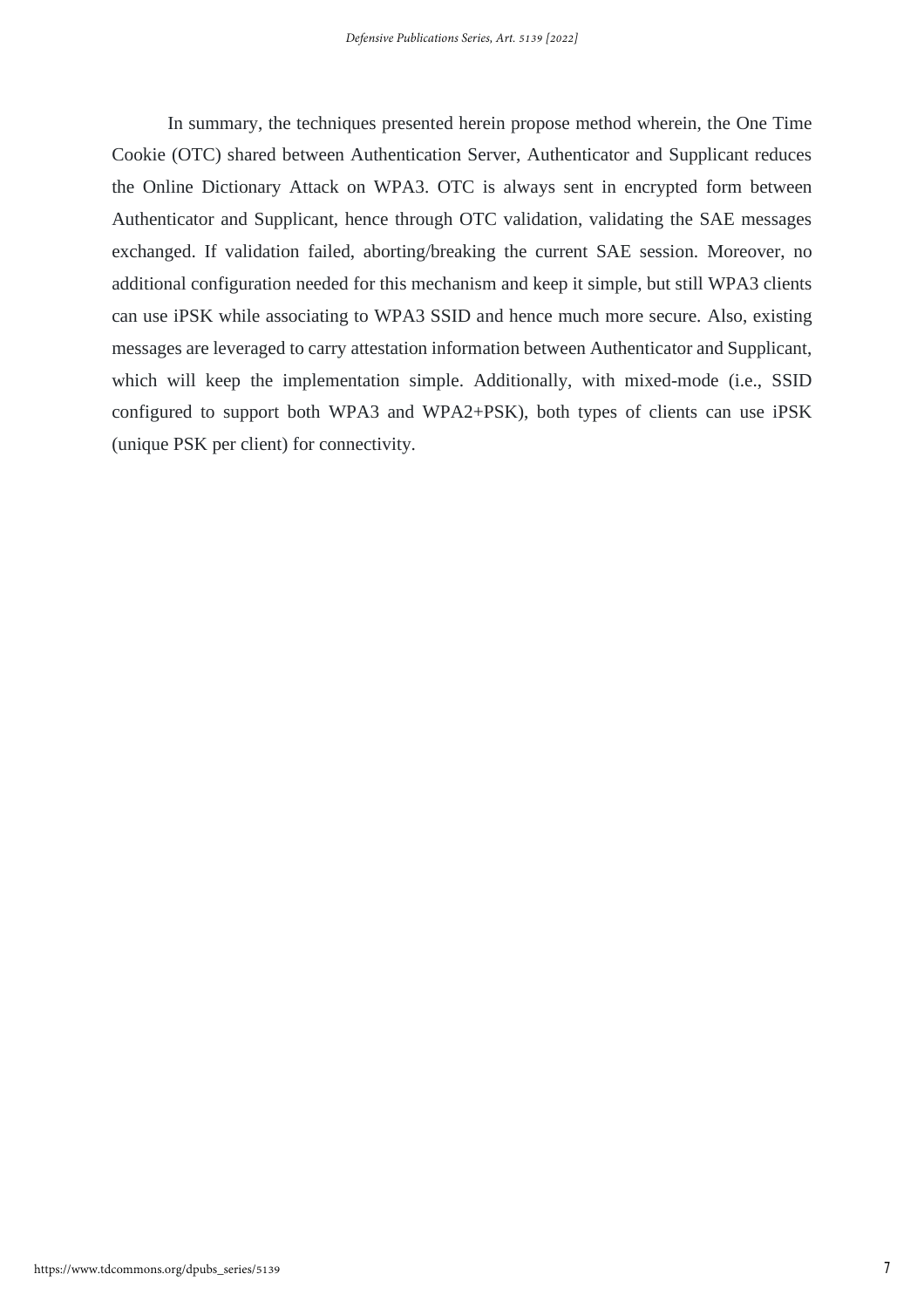In summary, the techniques presented herein propose method wherein, the One Time Cookie (OTC) shared between Authentication Server, Authenticator and Supplicant reduces the Online Dictionary Attack on WPA3. OTC is always sent in encrypted form between Authenticator and Supplicant, hence through OTC validation, validating the SAE messages exchanged. If validation failed, aborting/breaking the current SAE session. Moreover, no additional configuration needed for this mechanism and keep it simple, but still WPA3 clients can use iPSK while associating to WPA3 SSID and hence much more secure. Also, existing messages are leveraged to carry attestation information between Authenticator and Supplicant, which will keep the implementation simple. Additionally, with mixed-mode (i.e., SSID configured to support both WPA3 and WPA2+PSK), both types of clients can use iPSK (unique PSK per client) for connectivity.